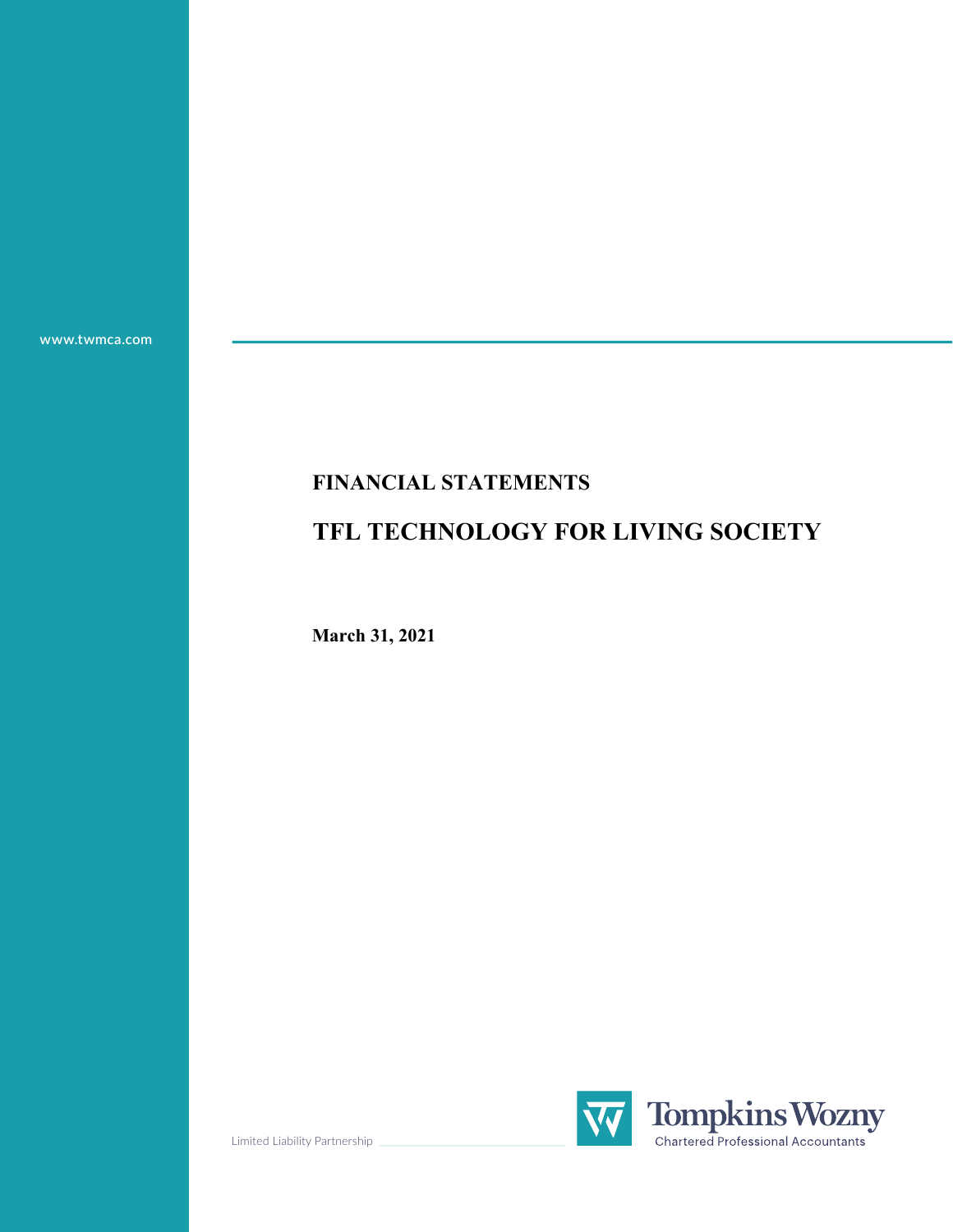www.twmca.com

# FINANCIAL STATEMENTS

# TFL TECHNOLOGY FOR LIVING SOCIETY

**March 31, 2021**

Limited Liability Partnership

Tompkins Wozny
Chartered Professional Accountants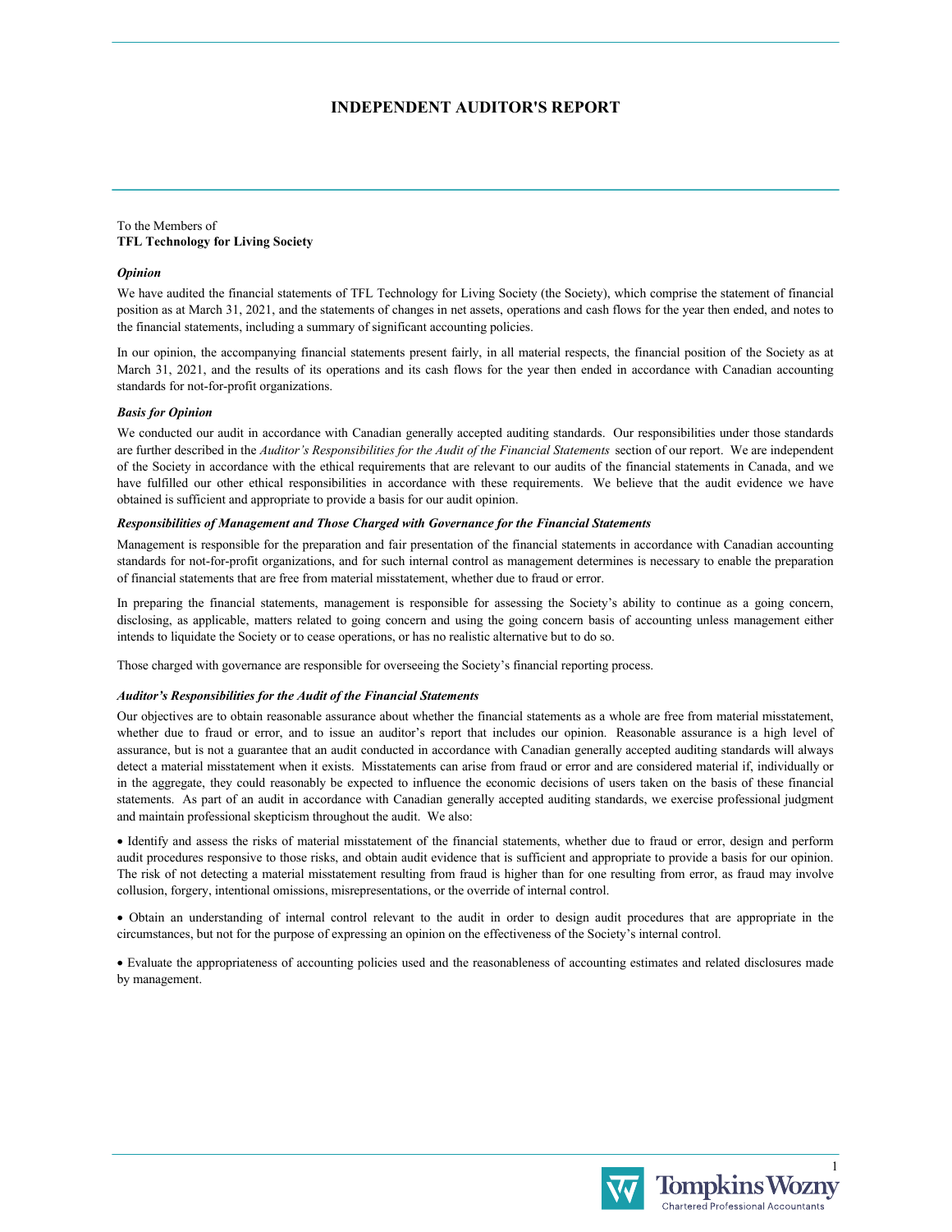# INDEPENDENT AUDITOR'S REPORT

To the Members of
**TFL Technology for Living Society**

***Opinion***

We have audited the financial statements of TFL Technology for Living Society (the Society), which comprise the statement of financial position as at March 31, 2021, and the statements of changes in net assets, operations and cash flows for the year then ended, and notes to the financial statements, including a summary of significant accounting policies.

In our opinion, the accompanying financial statements present fairly, in all material respects, the financial position of the Society as at March 31, 2021, and the results of its operations and its cash flows for the year then ended in accordance with Canadian accounting standards for not-for-profit organizations.

***Basis for Opinion***

We conducted our audit in accordance with Canadian generally accepted auditing standards. Our responsibilities under those standards are further described in the *Auditor's Responsibilities for the Audit of the Financial Statements* section of our report. We are independent of the Society in accordance with the ethical requirements that are relevant to our audits of the financial statements in Canada, and we have fulfilled our other ethical responsibilities in accordance with these requirements. We believe that the audit evidence we have obtained is sufficient and appropriate to provide a basis for our audit opinion.

***Responsibilities of Management and Those Charged with Governance for the Financial Statements***

Management is responsible for the preparation and fair presentation of the financial statements in accordance with Canadian accounting standards for not-for-profit organizations, and for such internal control as management determines is necessary to enable the preparation of financial statements that are free from material misstatement, whether due to fraud or error.

In preparing the financial statements, management is responsible for assessing the Society's ability to continue as a going concern, disclosing, as applicable, matters related to going concern and using the going concern basis of accounting unless management either intends to liquidate the Society or to cease operations, or has no realistic alternative but to do so.

Those charged with governance are responsible for overseeing the Society's financial reporting process.

***Auditor's Responsibilities for the Audit of the Financial Statements***

Our objectives are to obtain reasonable assurance about whether the financial statements as a whole are free from material misstatement, whether due to fraud or error, and to issue an auditor's report that includes our opinion. Reasonable assurance is a high level of assurance, but is not a guarantee that an audit conducted in accordance with Canadian generally accepted auditing standards will always detect a material misstatement when it exists. Misstatements can arise from fraud or error and are considered material if, individually or in the aggregate, they could reasonably be expected to influence the economic decisions of users taken on the basis of these financial statements. As part of an audit in accordance with Canadian generally accepted auditing standards, we exercise professional judgment and maintain professional skepticism throughout the audit. We also:

- Identify and assess the risks of material misstatement of the financial statements, whether due to fraud or error, design and perform audit procedures responsive to those risks, and obtain audit evidence that is sufficient and appropriate to provide a basis for our opinion. The risk of not detecting a material misstatement resulting from fraud is higher than for one resulting from error, as fraud may involve collusion, forgery, intentional omissions, misrepresentations, or the override of internal control.

- Obtain an understanding of internal control relevant to the audit in order to design audit procedures that are appropriate in the circumstances, but not for the purpose of expressing an opinion on the effectiveness of the Society's internal control.

- Evaluate the appropriateness of accounting policies used and the reasonableness of accounting estimates and related disclosures made by management.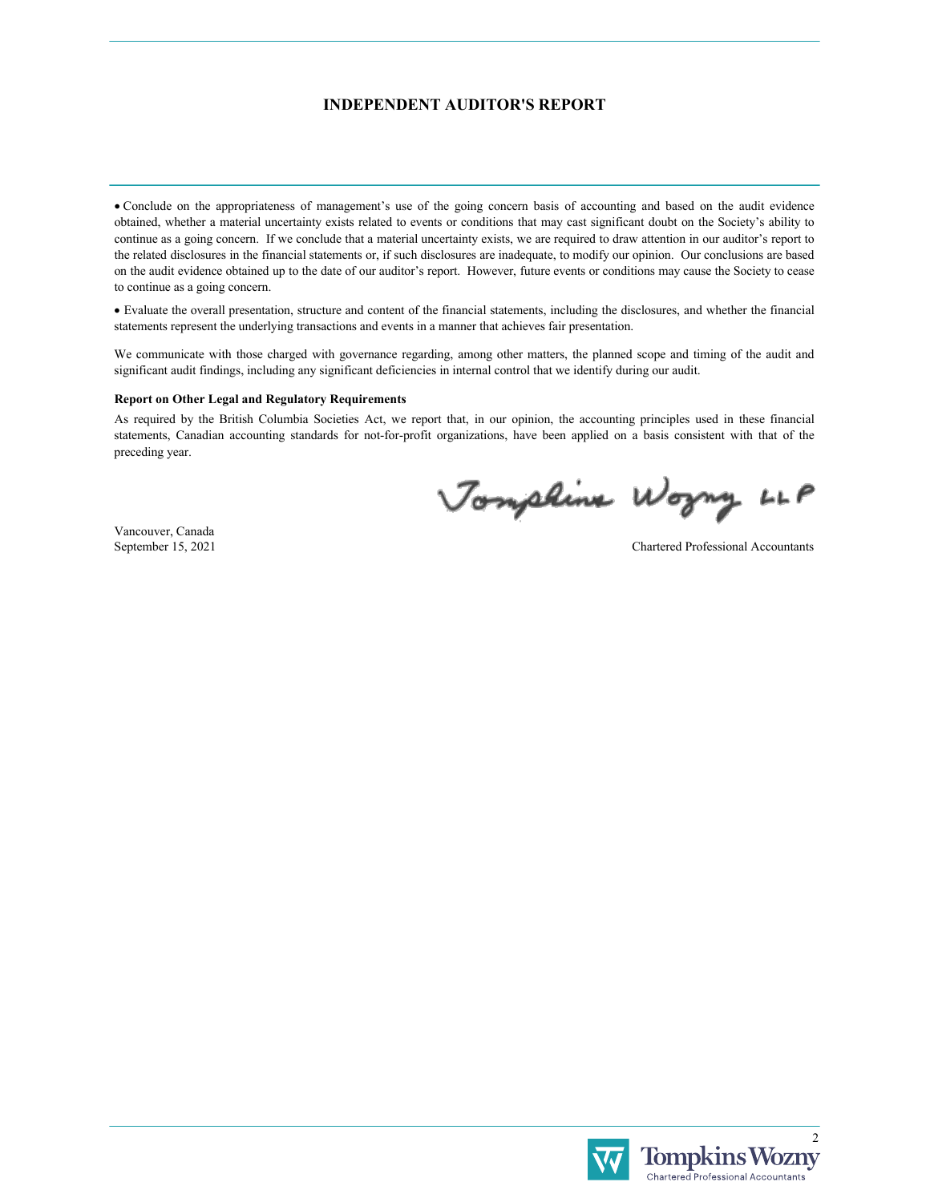## INDEPENDENT AUDITOR'S REPORT

- Conclude on the appropriateness of management's use of the going concern basis of accounting and based on the audit evidence obtained, whether a material uncertainty exists related to events or conditions that may cast significant doubt on the Society's ability to continue as a going concern. If we conclude that a material uncertainty exists, we are required to draw attention in our auditor's report to the related disclosures in the financial statements or, if such disclosures are inadequate, to modify our opinion. Our conclusions are based on the audit evidence obtained up to the date of our auditor's report. However, future events or conditions may cause the Society to cease to continue as a going concern.

- Evaluate the overall presentation, structure and content of the financial statements, including the disclosures, and whether the financial statements represent the underlying transactions and events in a manner that achieves fair presentation.

We communicate with those charged with governance regarding, among other matters, the planned scope and timing of the audit and significant audit findings, including any significant deficiencies in internal control that we identify during our audit.

**Report on Other Legal and Regulatory Requirements**

As required by the British Columbia Societies Act, we report that, in our opinion, the accounting principles used in these financial statements, Canadian accounting standards for not-for-profit organizations, have been applied on a basis consistent with that of the preceding year.

Tompkins Wozny LLP

Vancouver, Canada
September 15, 2021

Chartered Professional Accountants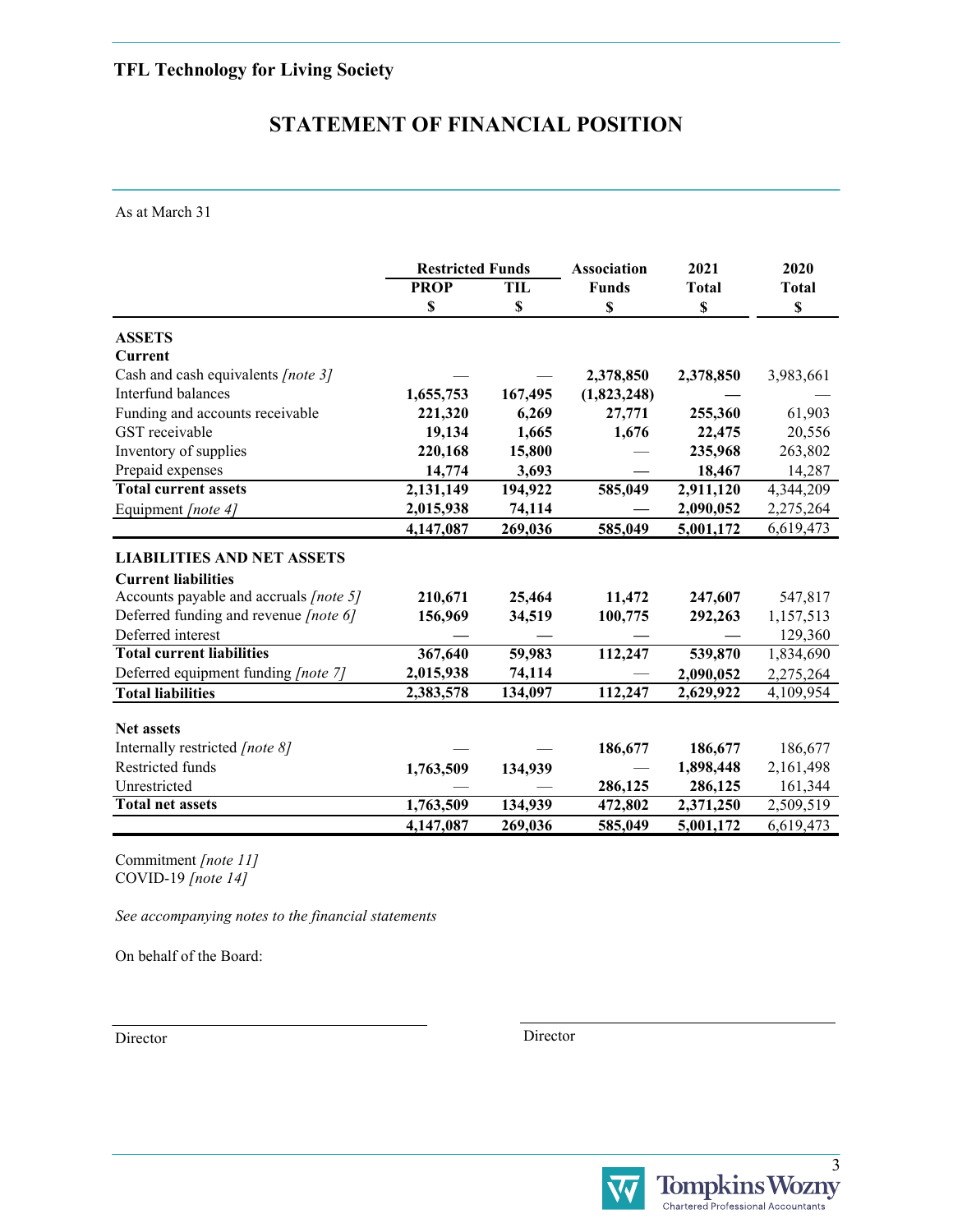**TFL Technology for Living Society**

# STATEMENT OF FINANCIAL POSITION

As at March 31

| | Restricted Funds | | Association | 2021 | 2020 |
|---|---|---|---|---|---|
| | PROP | TIL | Funds | Total | Total |
| | $ | $ | $ | $ | $ |
| **ASSETS** | | | | | |
| **Current** | | | | | |
| Cash and cash equivalents *[note 3]* | — | — | **2,378,850** | **2,378,850** | 3,983,661 |
| Interfund balances | **1,655,753** | **167,495** | **(1,823,248)** | **—** | — |
| Funding and accounts receivable | **221,320** | **6,269** | **27,771** | **255,360** | 61,903 |
| GST receivable | **19,134** | **1,665** | **1,676** | **22,475** | 20,556 |
| Inventory of supplies | **220,168** | **15,800** | — | **235,968** | 263,802 |
| Prepaid expenses | **14,774** | **3,693** | **—** | **18,467** | 14,287 |
| **Total current assets** | **2,131,149** | **194,922** | **585,049** | **2,911,120** | 4,344,209 |
| Equipment *[note 4]* | **2,015,938** | **74,114** | **—** | **2,090,052** | 2,275,264 |
| | **4,147,087** | **269,036** | **585,049** | **5,001,172** | 6,619,473 |
| **LIABILITIES AND NET ASSETS** | | | | | |
| **Current liabilities** | | | | | |
| Accounts payable and accruals *[note 5]* | **210,671** | **25,464** | **11,472** | **247,607** | 547,817 |
| Deferred funding and revenue *[note 6]* | **156,969** | **34,519** | **100,775** | **292,263** | 1,157,513 |
| Deferred interest | **—** | **—** | **—** | **—** | 129,360 |
| **Total current liabilities** | **367,640** | **59,983** | **112,247** | **539,870** | 1,834,690 |
| Deferred equipment funding *[note 7]* | **2,015,938** | **74,114** | — | **2,090,052** | 2,275,264 |
| **Total liabilities** | **2,383,578** | **134,097** | **112,247** | **2,629,922** | 4,109,954 |
| **Net assets** | | | | | |
| Internally restricted *[note 8]* | — | — | **186,677** | **186,677** | 186,677 |
| Restricted funds | **1,763,509** | **134,939** | — | **1,898,448** | 2,161,498 |
| Unrestricted | — | — | **286,125** | **286,125** | 161,344 |
| **Total net assets** | **1,763,509** | **134,939** | **472,802** | **2,371,250** | 2,509,519 |
| | **4,147,087** | **269,036** | **585,049** | **5,001,172** | 6,619,473 |

Commitment *[note 11]*
COVID-19 *[note 14]*

*See accompanying notes to the financial statements*

On behalf of the Board:

Director

Director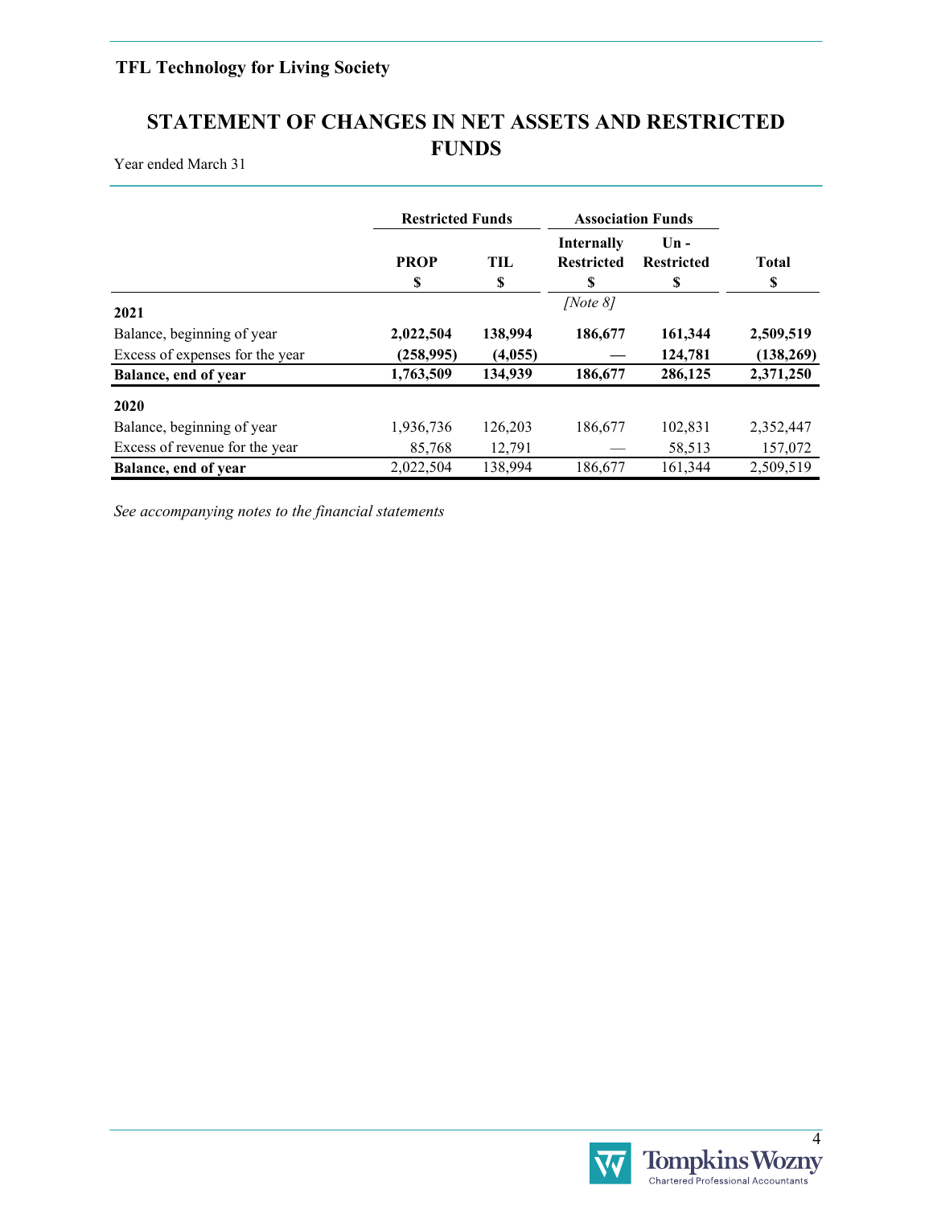**TFL Technology for Living Society**

# STATEMENT OF CHANGES IN NET ASSETS AND RESTRICTED FUNDS

Year ended March 31

| | Restricted Funds | | Association Funds | | |
|---|---|---|---|---|---|
| | PROP<br>$ | TIL<br>$ | Internally Restricted<br>$<br>[Note 8] | Un - Restricted<br>$ | Total<br>$ |
| **2021** | | | | | |
| Balance, beginning of year | **2,022,504** | **138,994** | **186,677** | **161,344** | **2,509,519** |
| Excess of expenses for the year | **(258,995)** | **(4,055)** | **—** | **124,781** | **(138,269)** |
| **Balance, end of year** | **1,763,509** | **134,939** | **186,677** | **286,125** | **2,371,250** |
| **2020** | | | | | |
| Balance, beginning of year | 1,936,736 | 126,203 | 186,677 | 102,831 | 2,352,447 |
| Excess of revenue for the year | 85,768 | 12,791 | — | 58,513 | 157,072 |
| **Balance, end of year** | 2,022,504 | 138,994 | 186,677 | 161,344 | 2,509,519 |

*See accompanying notes to the financial statements*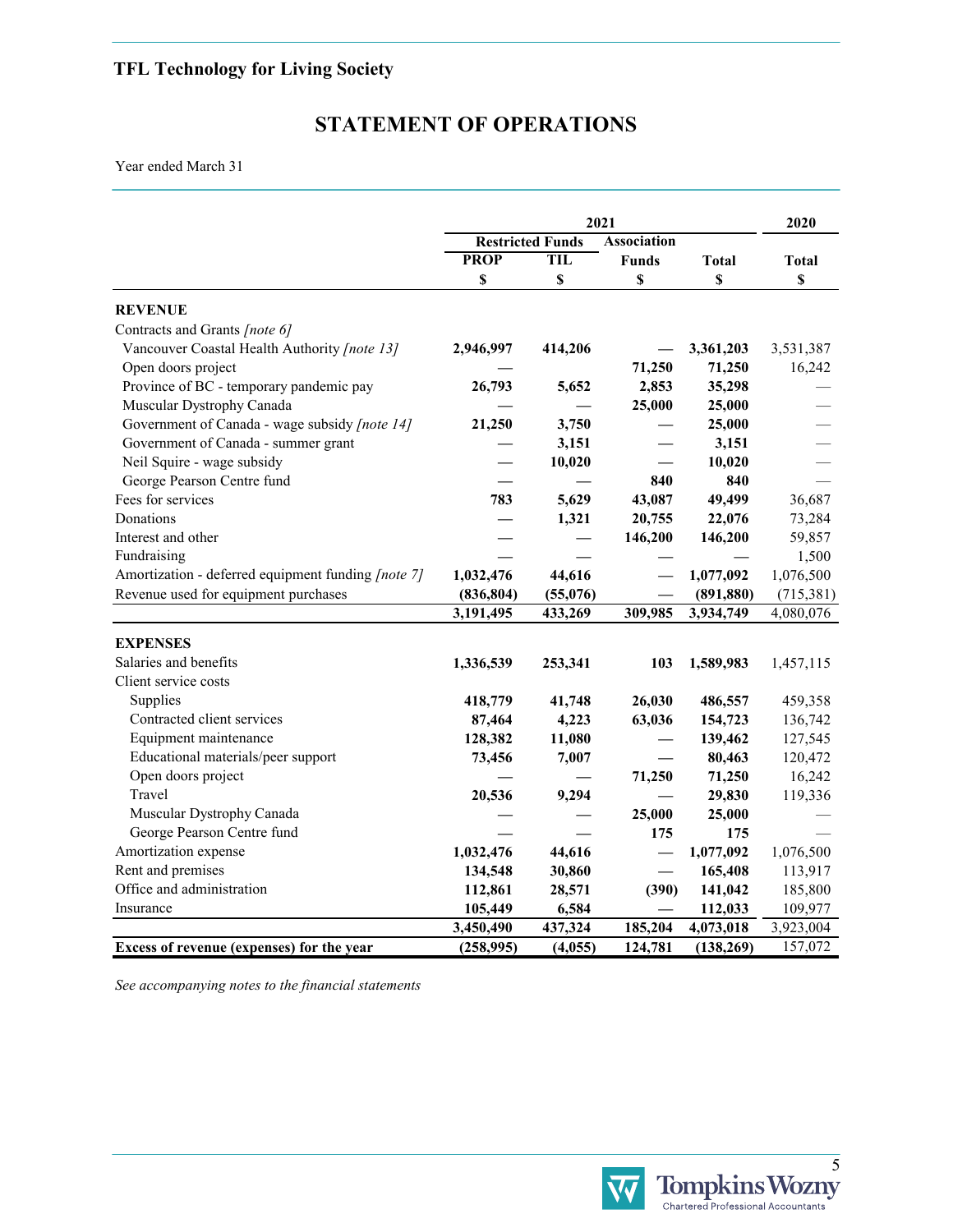## TFL Technology for Living Society

# STATEMENT OF OPERATIONS

Year ended March 31

| | 2021 | | | | 2020 |
|---|---|---|---|---|---|
| | Restricted Funds | | Association | | |
| | PROP | TIL | Funds | Total | Total |
| | $ | $ | $ | $ | $ |
| **REVENUE** | | | | | |
| Contracts and Grants *[note 6]* | | | | | |
| Vancouver Coastal Health Authority *[note 13]* | **2,946,997** | **414,206** | **—** | **3,361,203** | 3,531,387 |
| Open doors project | **—** | | **71,250** | **71,250** | 16,242 |
| Province of BC - temporary pandemic pay | **26,793** | **5,652** | **2,853** | **35,298** | — |
| Muscular Dystrophy Canada | **—** | **—** | **25,000** | **25,000** | — |
| Government of Canada - wage subsidy *[note 14]* | **21,250** | **3,750** | **—** | **25,000** | — |
| Government of Canada - summer grant | **—** | **3,151** | **—** | **3,151** | — |
| Neil Squire - wage subsidy | **—** | **10,020** | **—** | **10,020** | — |
| George Pearson Centre fund | **—** | **—** | **840** | **840** | — |
| Fees for services | **783** | **5,629** | **43,087** | **49,499** | 36,687 |
| Donations | **—** | **1,321** | **20,755** | **22,076** | 73,284 |
| Interest and other | **—** | **—** | **146,200** | **146,200** | 59,857 |
| Fundraising | **—** | **—** | **—** | **—** | 1,500 |
| Amortization - deferred equipment funding *[note 7]* | **1,032,476** | **44,616** | **—** | **1,077,092** | 1,076,500 |
| Revenue used for equipment purchases | **(836,804)** | **(55,076)** | **—** | **(891,880)** | (715,381) |
| | **3,191,495** | **433,269** | **309,985** | **3,934,749** | 4,080,076 |
| **EXPENSES** | | | | | |
| Salaries and benefits | **1,336,539** | **253,341** | **103** | **1,589,983** | 1,457,115 |
| Client service costs | | | | | |
| Supplies | **418,779** | **41,748** | **26,030** | **486,557** | 459,358 |
| Contracted client services | **87,464** | **4,223** | **63,036** | **154,723** | 136,742 |
| Equipment maintenance | **128,382** | **11,080** | **—** | **139,462** | 127,545 |
| Educational materials/peer support | **73,456** | **7,007** | **—** | **80,463** | 120,472 |
| Open doors project | **—** | **—** | **71,250** | **71,250** | 16,242 |
| Travel | **20,536** | **9,294** | **—** | **29,830** | 119,336 |
| Muscular Dystrophy Canada | **—** | **—** | **25,000** | **25,000** | — |
| George Pearson Centre fund | **—** | **—** | **175** | **175** | — |
| Amortization expense | **1,032,476** | **44,616** | **—** | **1,077,092** | 1,076,500 |
| Rent and premises | **134,548** | **30,860** | **—** | **165,408** | 113,917 |
| Office and administration | **112,861** | **28,571** | **(390)** | **141,042** | 185,800 |
| Insurance | **105,449** | **6,584** | **—** | **112,033** | 109,977 |
| | **3,450,490** | **437,324** | **185,204** | **4,073,018** | 3,923,004 |
| **Excess of revenue (expenses) for the year** | **(258,995)** | **(4,055)** | **124,781** | **(138,269)** | 157,072 |

*See accompanying notes to the financial statements*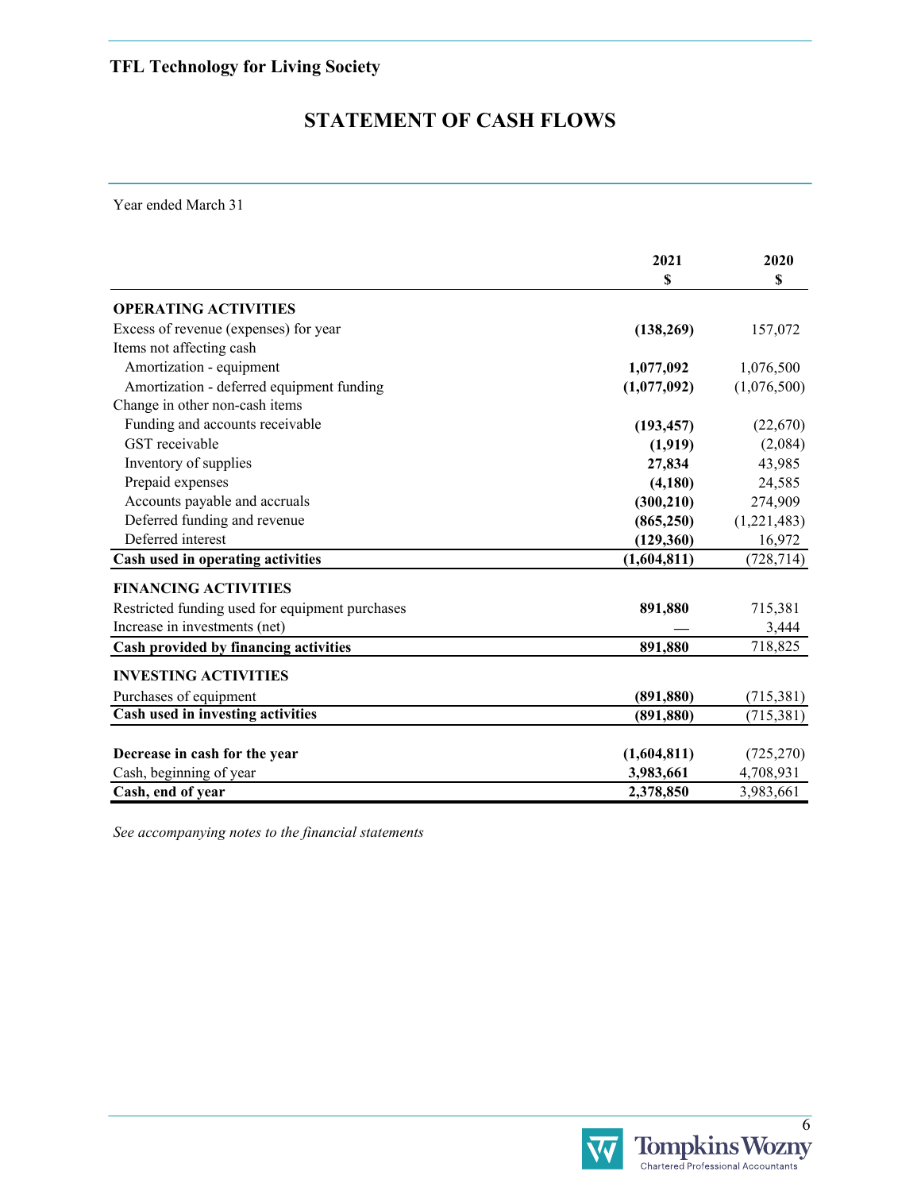**TFL Technology for Living Society**

# STATEMENT OF CASH FLOWS

Year ended March 31

| | 2021<br>$ | 2020<br>$ |
|---|---|---|
| **OPERATING ACTIVITIES** | | |
| Excess of revenue (expenses) for year | **(138,269)** | 157,072 |
| Items not affecting cash | | |
| Amortization - equipment | **1,077,092** | 1,076,500 |
| Amortization - deferred equipment funding | **(1,077,092)** | (1,076,500) |
| Change in other non-cash items | | |
| Funding and accounts receivable | **(193,457)** | (22,670) |
| GST receivable | **(1,919)** | (2,084) |
| Inventory of supplies | **27,834** | 43,985 |
| Prepaid expenses | **(4,180)** | 24,585 |
| Accounts payable and accruals | **(300,210)** | 274,909 |
| Deferred funding and revenue | **(865,250)** | (1,221,483) |
| Deferred interest | **(129,360)** | 16,972 |
| **Cash used in operating activities** | **(1,604,811)** | (728,714) |
| **FINANCING ACTIVITIES** | | |
| Restricted funding used for equipment purchases | **891,880** | 715,381 |
| Increase in investments (net) | **—** | 3,444 |
| **Cash provided by financing activities** | **891,880** | 718,825 |
| **INVESTING ACTIVITIES** | | |
| Purchases of equipment | **(891,880)** | (715,381) |
| **Cash used in investing activities** | **(891,880)** | (715,381) |
| **Decrease in cash for the year** | **(1,604,811)** | (725,270) |
| Cash, beginning of year | **3,983,661** | 4,708,931 |
| **Cash, end of year** | **2,378,850** | 3,983,661 |

*See accompanying notes to the financial statements*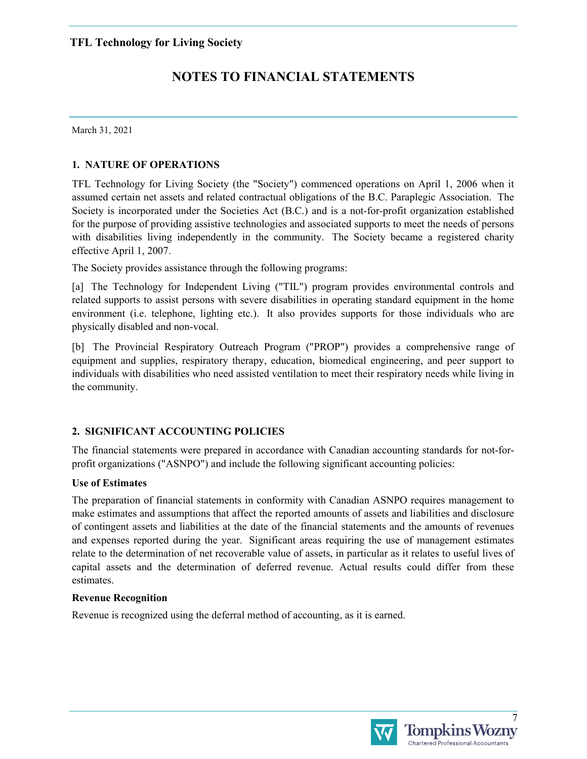TFL Technology for Living Society

# NOTES TO FINANCIAL STATEMENTS

March 31, 2021

## 1. NATURE OF OPERATIONS

TFL Technology for Living Society (the "Society") commenced operations on April 1, 2006 when it assumed certain net assets and related contractual obligations of the B.C. Paraplegic Association. The Society is incorporated under the Societies Act (B.C.) and is a not-for-profit organization established for the purpose of providing assistive technologies and associated supports to meet the needs of persons with disabilities living independently in the community. The Society became a registered charity effective April 1, 2007.

The Society provides assistance through the following programs:

[a] The Technology for Independent Living ("TIL") program provides environmental controls and related supports to assist persons with severe disabilities in operating standard equipment in the home environment (i.e. telephone, lighting etc.). It also provides supports for those individuals who are physically disabled and non-vocal.

[b] The Provincial Respiratory Outreach Program ("PROP") provides a comprehensive range of equipment and supplies, respiratory therapy, education, biomedical engineering, and peer support to individuals with disabilities who need assisted ventilation to meet their respiratory needs while living in the community.

## 2. SIGNIFICANT ACCOUNTING POLICIES

The financial statements were prepared in accordance with Canadian accounting standards for not-for-profit organizations ("ASNPO") and include the following significant accounting policies:

**Use of Estimates**

The preparation of financial statements in conformity with Canadian ASNPO requires management to make estimates and assumptions that affect the reported amounts of assets and liabilities and disclosure of contingent assets and liabilities at the date of the financial statements and the amounts of revenues and expenses reported during the year. Significant areas requiring the use of management estimates relate to the determination of net recoverable value of assets, in particular as it relates to useful lives of capital assets and the determination of deferred revenue. Actual results could differ from these estimates.

**Revenue Recognition**

Revenue is recognized using the deferral method of accounting, as it is earned.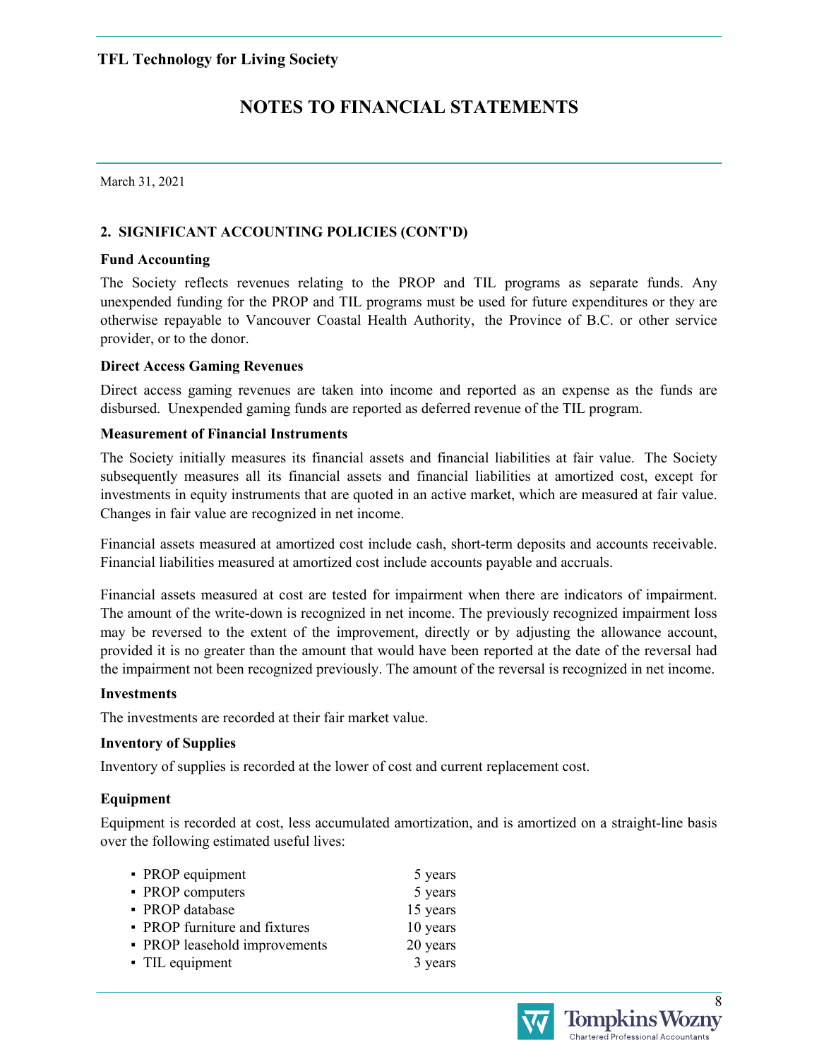# NOTES TO FINANCIAL STATEMENTS

March 31, 2021

## 2. SIGNIFICANT ACCOUNTING POLICIES (CONT'D)

### Fund Accounting

The Society reflects revenues relating to the PROP and TIL programs as separate funds. Any unexpended funding for the PROP and TIL programs must be used for future expenditures or they are otherwise repayable to Vancouver Coastal Health Authority, the Province of B.C. or other service provider, or to the donor.

### Direct Access Gaming Revenues

Direct access gaming revenues are taken into income and reported as an expense as the funds are disbursed. Unexpended gaming funds are reported as deferred revenue of the TIL program.

### Measurement of Financial Instruments

The Society initially measures its financial assets and financial liabilities at fair value. The Society subsequently measures all its financial assets and financial liabilities at amortized cost, except for investments in equity instruments that are quoted in an active market, which are measured at fair value. Changes in fair value are recognized in net income.

Financial assets measured at amortized cost include cash, short-term deposits and accounts receivable. Financial liabilities measured at amortized cost include accounts payable and accruals.

Financial assets measured at cost are tested for impairment when there are indicators of impairment. The amount of the write-down is recognized in net income. The previously recognized impairment loss may be reversed to the extent of the improvement, directly or by adjusting the allowance account, provided it is no greater than the amount that would have been reported at the date of the reversal had the impairment not been recognized previously. The amount of the reversal is recognized in net income.

### Investments

The investments are recorded at their fair market value.

### Inventory of Supplies

Inventory of supplies is recorded at the lower of cost and current replacement cost.

### Equipment

Equipment is recorded at cost, less accumulated amortization, and is amortized on a straight-line basis over the following estimated useful lives:

| | |
|---|---|
| ▪ PROP equipment | 5 years |
| ▪ PROP computers | 5 years |
| ▪ PROP database | 15 years |
| ▪ PROP furniture and fixtures | 10 years |
| ▪ PROP leasehold improvements | 20 years |
| ▪ TIL equipment | 3 years |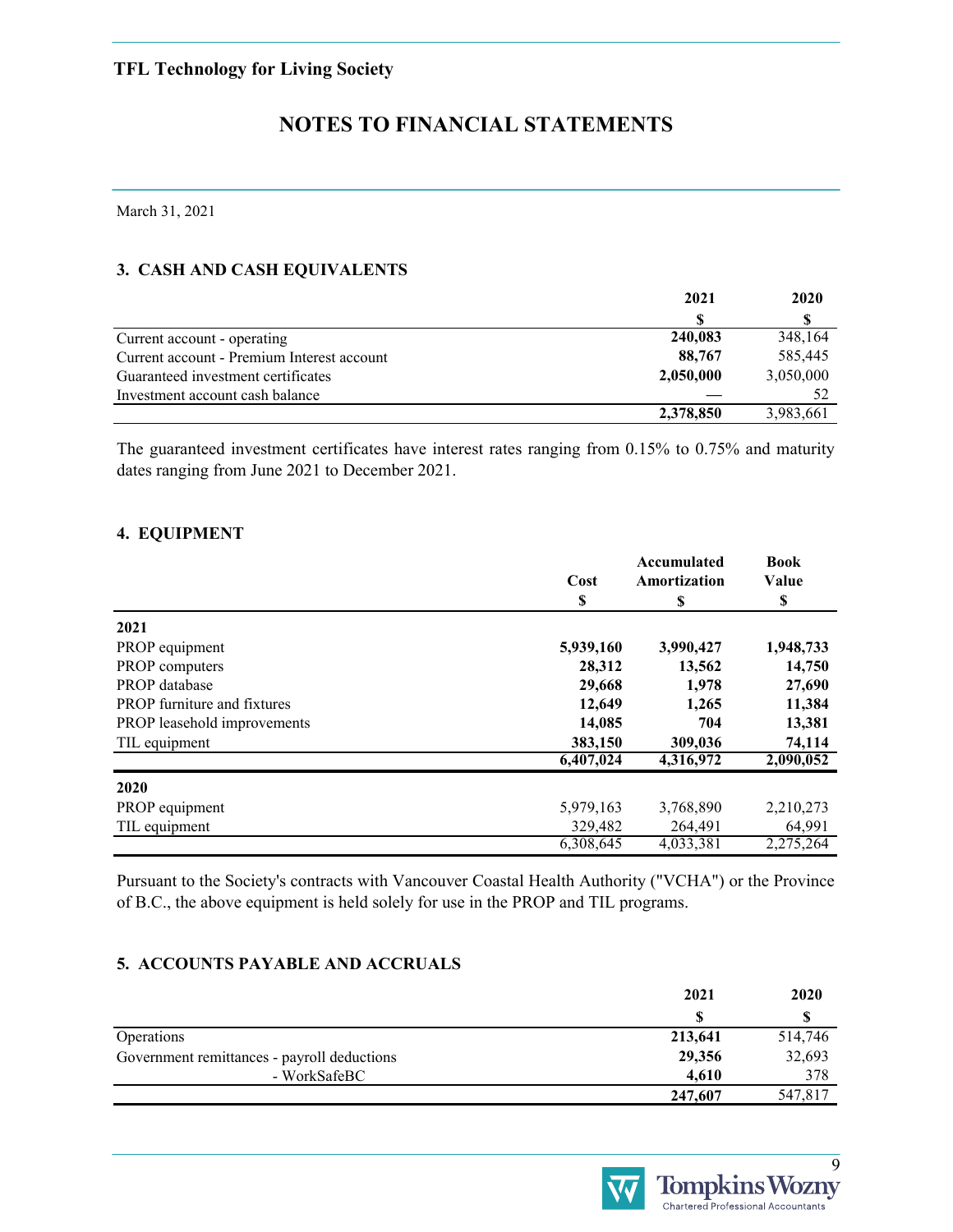**TFL Technology for Living Society**

# NOTES TO FINANCIAL STATEMENTS

March 31, 2021

## 3. CASH AND CASH EQUIVALENTS

| | 2021 | 2020 |
|---|---|---|
| | $ | $ |
| Current account - operating | **240,083** | 348,164 |
| Current account - Premium Interest account | **88,767** | 585,445 |
| Guaranteed investment certificates | **2,050,000** | 3,050,000 |
| Investment account cash balance | **—** | 52 |
| | **2,378,850** | 3,983,661 |

The guaranteed investment certificates have interest rates ranging from 0.15% to 0.75% and maturity dates ranging from June 2021 to December 2021.

## 4. EQUIPMENT

| | Cost | Accumulated Amortization | Book Value |
|---|---|---|---|
| | $ | $ | $ |
| **2021** | | | |
| PROP equipment | **5,939,160** | **3,990,427** | **1,948,733** |
| PROP computers | **28,312** | **13,562** | **14,750** |
| PROP database | **29,668** | **1,978** | **27,690** |
| PROP furniture and fixtures | **12,649** | **1,265** | **11,384** |
| PROP leasehold improvements | **14,085** | **704** | **13,381** |
| TIL equipment | **383,150** | **309,036** | **74,114** |
| | **6,407,024** | **4,316,972** | **2,090,052** |
| **2020** | | | |
| PROP equipment | 5,979,163 | 3,768,890 | 2,210,273 |
| TIL equipment | 329,482 | 264,491 | 64,991 |
| | 6,308,645 | 4,033,381 | 2,275,264 |

Pursuant to the Society's contracts with Vancouver Coastal Health Authority ("VCHA") or the Province of B.C., the above equipment is held solely for use in the PROP and TIL programs.

## 5. ACCOUNTS PAYABLE AND ACCRUALS

| | 2021 | 2020 |
|---|---|---|
| | $ | $ |
| Operations | **213,641** | 514,746 |
| Government remittances - payroll deductions | **29,356** | 32,693 |
| - WorkSafeBC | **4,610** | 378 |
| | **247,607** | 547,817 |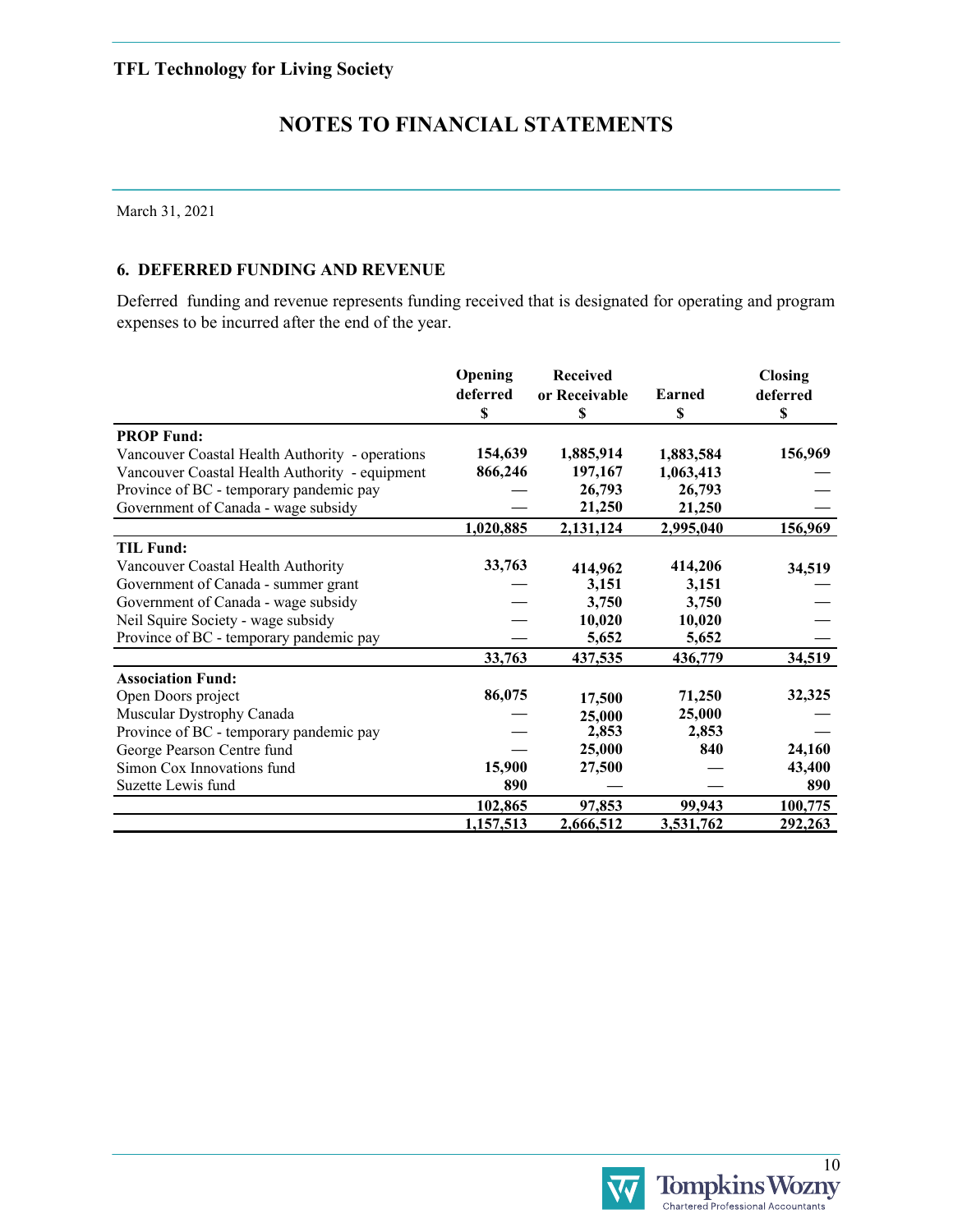TFL Technology for Living Society

# NOTES TO FINANCIAL STATEMENTS

March 31, 2021

### 6. DEFERRED FUNDING AND REVENUE

Deferred funding and revenue represents funding received that is designated for operating and program expenses to be incurred after the end of the year.

| | Opening deferred $ | Received or Receivable $ | Earned $ | Closing deferred $ |
|---|---|---|---|---|
| **PROP Fund:** | | | | |
| Vancouver Coastal Health Authority - operations | 154,639 | 1,885,914 | 1,883,584 | 156,969 |
| Vancouver Coastal Health Authority - equipment | 866,246 | 197,167 | 1,063,413 | — |
| Province of BC - temporary pandemic pay | — | 26,793 | 26,793 | — |
| Government of Canada - wage subsidy | — | 21,250 | 21,250 | — |
| | 1,020,885 | 2,131,124 | 2,995,040 | 156,969 |
| **TIL Fund:** | | | | |
| Vancouver Coastal Health Authority | 33,763 | 414,962 | 414,206 | 34,519 |
| Government of Canada - summer grant | — | 3,151 | 3,151 | — |
| Government of Canada - wage subsidy | — | 3,750 | 3,750 | — |
| Neil Squire Society - wage subsidy | — | 10,020 | 10,020 | — |
| Province of BC - temporary pandemic pay | — | 5,652 | 5,652 | — |
| | 33,763 | 437,535 | 436,779 | 34,519 |
| **Association Fund:** | | | | |
| Open Doors project | 86,075 | 17,500 | 71,250 | 32,325 |
| Muscular Dystrophy Canada | — | 25,000 | 25,000 | — |
| Province of BC - temporary pandemic pay | — | 2,853 | 2,853 | — |
| George Pearson Centre fund | — | 25,000 | 840 | 24,160 |
| Simon Cox Innovations fund | 15,900 | 27,500 | — | 43,400 |
| Suzette Lewis fund | 890 | — | — | 890 |
| | 102,865 | 97,853 | 99,943 | 100,775 |
| | 1,157,513 | 2,666,512 | 3,531,762 | 292,263 |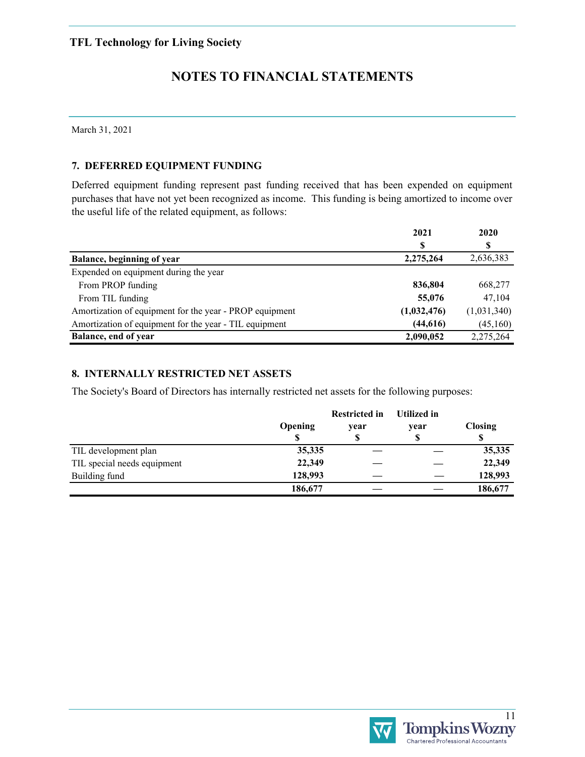**TFL Technology for Living Society**

# NOTES TO FINANCIAL STATEMENTS

March 31, 2021

## 7. DEFERRED EQUIPMENT FUNDING

Deferred equipment funding represent past funding received that has been expended on equipment purchases that have not yet been recognized as income. This funding is being amortized to income over the useful life of the related equipment, as follows:

| | 2021<br>$ | 2020<br>$ |
|---|---|---|
| **Balance, beginning of year** | **2,275,264** | 2,636,383 |
| Expended on equipment during the year | | |
| From PROP funding | **836,804** | 668,277 |
| From TIL funding | **55,076** | 47,104 |
| Amortization of equipment for the year - PROP equipment | **(1,032,476)** | (1,031,340) |
| Amortization of equipment for the year - TIL equipment | **(44,616)** | (45,160) |
| **Balance, end of year** | **2,090,052** | 2,275,264 |

## 8. INTERNALLY RESTRICTED NET ASSETS

The Society's Board of Directors has internally restricted net assets for the following purposes:

| | Opening<br>$ | Restricted in year<br>$ | Utilized in year<br>$ | Closing<br>$ |
|---|---|---|---|---|
| TIL development plan | **35,335** | — | — | **35,335** |
| TIL special needs equipment | **22,349** | — | — | **22,349** |
| Building fund | **128,993** | — | — | **128,993** |
| | **186,677** | — | — | **186,677** |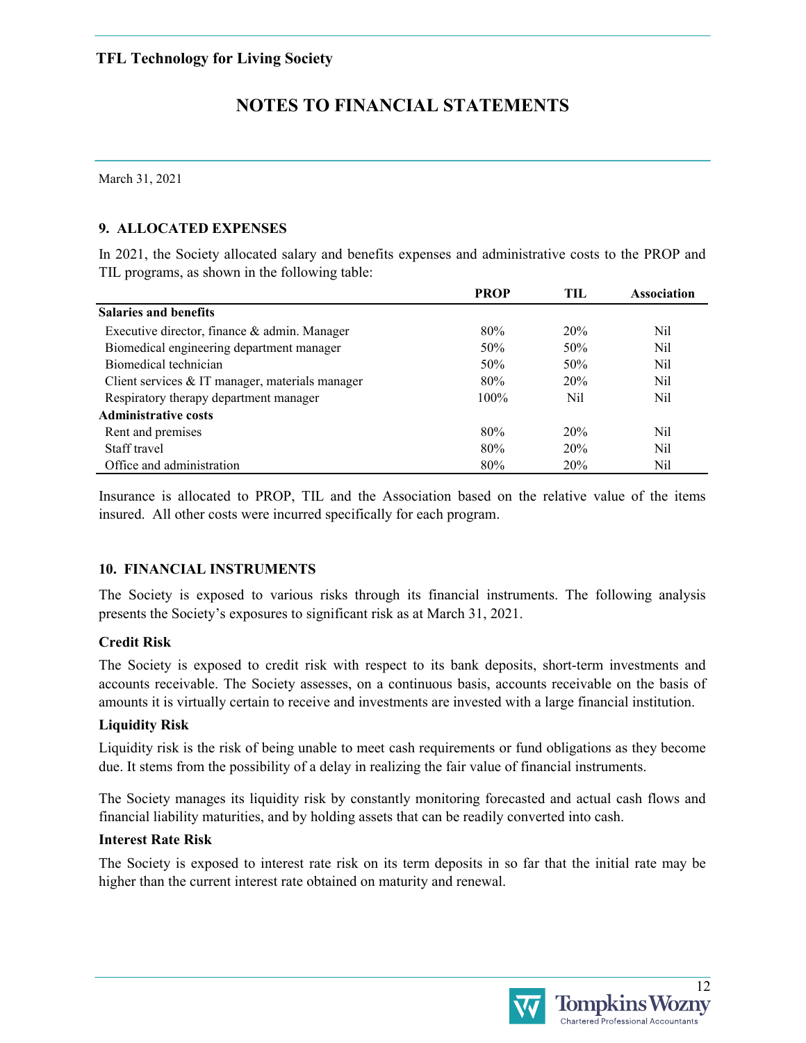**TFL Technology for Living Society**

# NOTES TO FINANCIAL STATEMENTS

March 31, 2021

### 9. ALLOCATED EXPENSES

In 2021, the Society allocated salary and benefits expenses and administrative costs to the PROP and TIL programs, as shown in the following table:

| | PROP | TIL | Association |
|---|---|---|---|
| **Salaries and benefits** | | | |
| Executive director, finance & admin. Manager | 80% | 20% | Nil |
| Biomedical engineering department manager | 50% | 50% | Nil |
| Biomedical technician | 50% | 50% | Nil |
| Client services & IT manager, materials manager | 80% | 20% | Nil |
| Respiratory therapy department manager | 100% | Nil | Nil |
| **Administrative costs** | | | |
| Rent and premises | 80% | 20% | Nil |
| Staff travel | 80% | 20% | Nil |
| Office and administration | 80% | 20% | Nil |

Insurance is allocated to PROP, TIL and the Association based on the relative value of the items insured. All other costs were incurred specifically for each program.

### 10. FINANCIAL INSTRUMENTS

The Society is exposed to various risks through its financial instruments. The following analysis presents the Society's exposures to significant risk as at March 31, 2021.

**Credit Risk**

The Society is exposed to credit risk with respect to its bank deposits, short-term investments and accounts receivable. The Society assesses, on a continuous basis, accounts receivable on the basis of amounts it is virtually certain to receive and investments are invested with a large financial institution.

**Liquidity Risk**

Liquidity risk is the risk of being unable to meet cash requirements or fund obligations as they become due. It stems from the possibility of a delay in realizing the fair value of financial instruments.

The Society manages its liquidity risk by constantly monitoring forecasted and actual cash flows and financial liability maturities, and by holding assets that can be readily converted into cash.

**Interest Rate Risk**

The Society is exposed to interest rate risk on its term deposits in so far that the initial rate may be higher than the current interest rate obtained on maturity and renewal.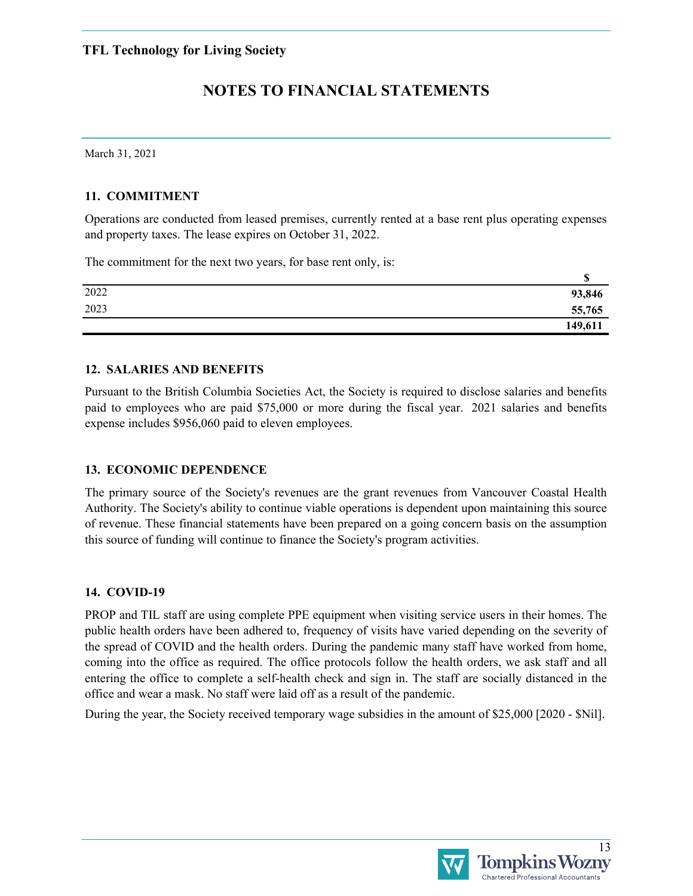**TFL Technology for Living Society**

# NOTES TO FINANCIAL STATEMENTS

March 31, 2021

### 11. COMMITMENT

Operations are conducted from leased premises, currently rented at a base rent plus operating expenses and property taxes. The lease expires on October 31, 2022.

The commitment for the next two years, for base rent only, is:

| | $ |
|---|---|
| 2022 | **93,846** |
| 2023 | **55,765** |
| | **149,611** |

### 12. SALARIES AND BENEFITS

Pursuant to the British Columbia Societies Act, the Society is required to disclose salaries and benefits paid to employees who are paid $75,000 or more during the fiscal year. 2021 salaries and benefits expense includes $956,060 paid to eleven employees.

### 13. ECONOMIC DEPENDENCE

The primary source of the Society's revenues are the grant revenues from Vancouver Coastal Health Authority. The Society's ability to continue viable operations is dependent upon maintaining this source of revenue. These financial statements have been prepared on a going concern basis on the assumption this source of funding will continue to finance the Society's program activities.

### 14. COVID-19

PROP and TIL staff are using complete PPE equipment when visiting service users in their homes. The public health orders have been adhered to, frequency of visits have varied depending on the severity of the spread of COVID and the health orders. During the pandemic many staff have worked from home, coming into the office as required. The office protocols follow the health orders, we ask staff and all entering the office to complete a self-health check and sign in. The staff are socially distanced in the office and wear a mask. No staff were laid off as a result of the pandemic.

During the year, the Society received temporary wage subsidies in the amount of $25,000 [2020 - $Nil].